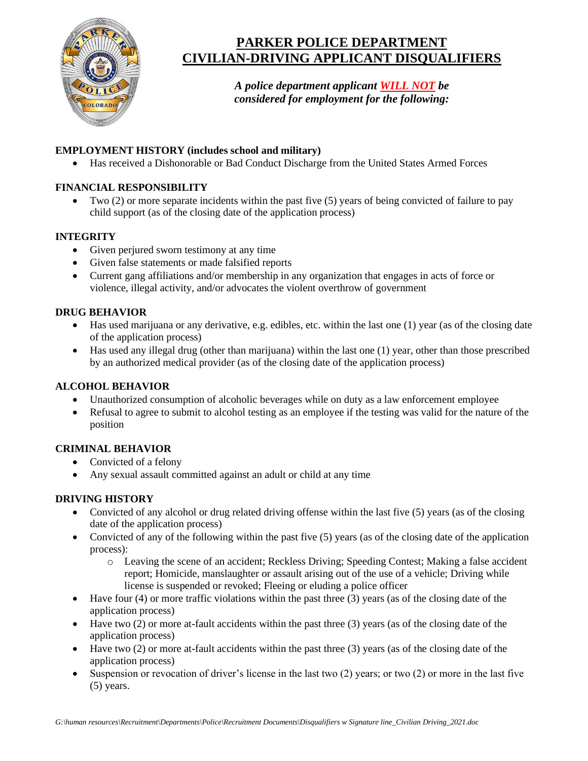# PARKER POLICE DEPARTMENT
# CIVILIAN-DRIVING APPLICANT DISQUALIFIERS

***A police department applicant WILL NOT be considered for employment for the following:***

**EMPLOYMENT HISTORY (includes school and military)**

- Has received a Dishonorable or Bad Conduct Discharge from the United States Armed Forces

**FINANCIAL RESPONSIBILITY**

- Two (2) or more separate incidents within the past five (5) years of being convicted of failure to pay child support (as of the closing date of the application process)

**INTEGRITY**

- Given perjured sworn testimony at any time
- Given false statements or made falsified reports
- Current gang affiliations and/or membership in any organization that engages in acts of force or violence, illegal activity, and/or advocates the violent overthrow of government

**DRUG BEHAVIOR**

- Has used marijuana or any derivative, e.g. edibles, etc. within the last one (1) year (as of the closing date of the application process)
- Has used any illegal drug (other than marijuana) within the last one (1) year, other than those prescribed by an authorized medical provider (as of the closing date of the application process)

**ALCOHOL BEHAVIOR**

- Unauthorized consumption of alcoholic beverages while on duty as a law enforcement employee
- Refusal to agree to submit to alcohol testing as an employee if the testing was valid for the nature of the position

**CRIMINAL BEHAVIOR**

- Convicted of a felony
- Any sexual assault committed against an adult or child at any time

**DRIVING HISTORY**

- Convicted of any alcohol or drug related driving offense within the last five (5) years (as of the closing date of the application process)
- Convicted of any of the following within the past five (5) years (as of the closing date of the application process):
  - Leaving the scene of an accident; Reckless Driving; Speeding Contest; Making a false accident report; Homicide, manslaughter or assault arising out of the use of a vehicle; Driving while license is suspended or revoked; Fleeing or eluding a police officer
- Have four (4) or more traffic violations within the past three (3) years (as of the closing date of the application process)
- Have two (2) or more at-fault accidents within the past three (3) years (as of the closing date of the application process)
- Have two (2) or more at-fault accidents within the past three (3) years (as of the closing date of the application process)
- Suspension or revocation of driver's license in the last two (2) years; or two (2) or more in the last five (5) years.

*G:\human resources\Recruitment\Departments\Police\Recruitment Documents\Disqualifiers w Signature line_Civilian Driving_2021.doc*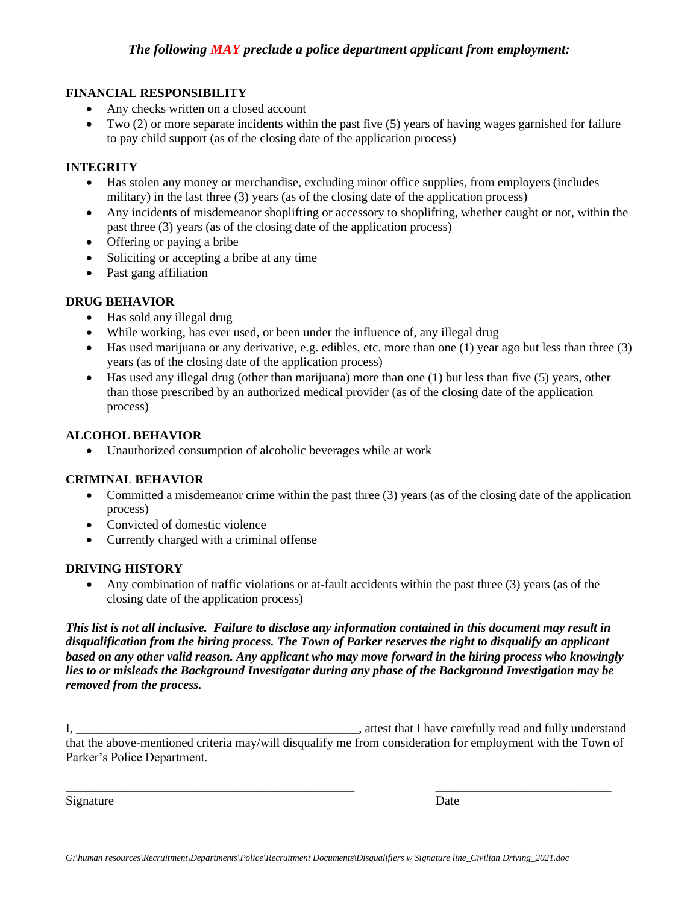## *The following MAY preclude a police department applicant from employment:*

**FINANCIAL RESPONSIBILITY**

- Any checks written on a closed account
- Two (2) or more separate incidents within the past five (5) years of having wages garnished for failure to pay child support (as of the closing date of the application process)

**INTEGRITY**

- Has stolen any money or merchandise, excluding minor office supplies, from employers (includes military) in the last three (3) years (as of the closing date of the application process)
- Any incidents of misdemeanor shoplifting or accessory to shoplifting, whether caught or not, within the past three (3) years (as of the closing date of the application process)
- Offering or paying a bribe
- Soliciting or accepting a bribe at any time
- Past gang affiliation

**DRUG BEHAVIOR**

- Has sold any illegal drug
- While working, has ever used, or been under the influence of, any illegal drug
- Has used marijuana or any derivative, e.g. edibles, etc. more than one (1) year ago but less than three (3) years (as of the closing date of the application process)
- Has used any illegal drug (other than marijuana) more than one (1) but less than five (5) years, other than those prescribed by an authorized medical provider (as of the closing date of the application process)

**ALCOHOL BEHAVIOR**

- Unauthorized consumption of alcoholic beverages while at work

**CRIMINAL BEHAVIOR**

- Committed a misdemeanor crime within the past three (3) years (as of the closing date of the application process)
- Convicted of domestic violence
- Currently charged with a criminal offense

**DRIVING HISTORY**

- Any combination of traffic violations or at-fault accidents within the past three (3) years (as of the closing date of the application process)

***This list is not all inclusive. Failure to disclose any information contained in this document may result in disqualification from the hiring process. The Town of Parker reserves the right to disqualify an applicant based on any other valid reason. Any applicant who may move forward in the hiring process who knowingly lies to or misleads the Background Investigator during any phase of the Background Investigation may be removed from the process.***

I, _____________________________________________, attest that I have carefully read and fully understand that the above-mentioned criteria may/will disqualify me from consideration for employment with the Town of Parker's Police Department.

_______________________________________________ ____________________________

Signature Date

*G:\human resources\Recruitment\Departments\Police\Recruitment Documents\Disqualifiers w Signature line_Civilian Driving_2021.doc*